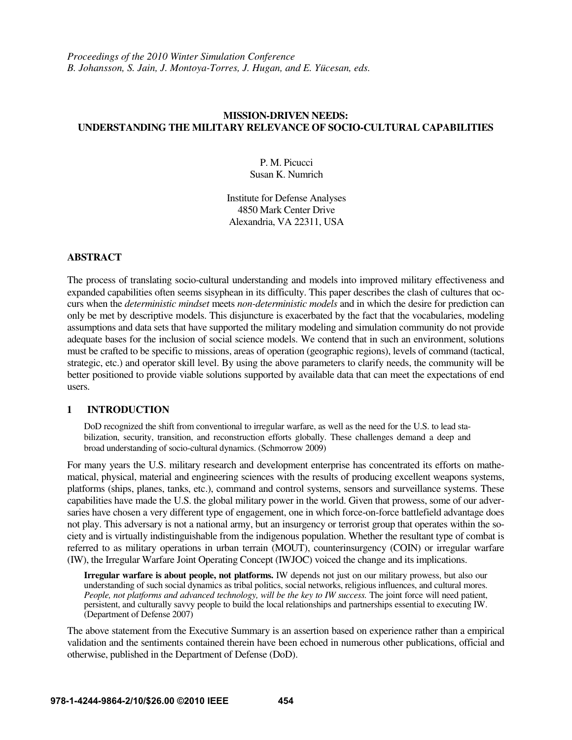*Proceedings of the 2010 Winter Simulation Conference*
*B. Johansson, S. Jain, J. Montoya-Torres, J. Hugan, and E. Yücesan, eds.*

# MISSION-DRIVEN NEEDS: UNDERSTANDING THE MILITARY RELEVANCE OF SOCIO-CULTURAL CAPABILITIES

P. M. Picucci
Susan K. Numrich

Institute for Defense Analyses
4850 Mark Center Drive
Alexandria, VA 22311, USA

## ABSTRACT

The process of translating socio-cultural understanding and models into improved military effectiveness and expanded capabilities often seems sisyphean in its difficulty. This paper describes the clash of cultures that occurs when the *deterministic mindset* meets *non-deterministic models* and in which the desire for prediction can only be met by descriptive models. This disjuncture is exacerbated by the fact that the vocabularies, modeling assumptions and data sets that have supported the military modeling and simulation community do not provide adequate bases for the inclusion of social science models. We contend that in such an environment, solutions must be crafted to be specific to missions, areas of operation (geographic regions), levels of command (tactical, strategic, etc.) and operator skill level. By using the above parameters to clarify needs, the community will be better positioned to provide viable solutions supported by available data that can meet the expectations of end users.

## 1 INTRODUCTION

> DoD recognized the shift from conventional to irregular warfare, as well as the need for the U.S. to lead stabilization, security, transition, and reconstruction efforts globally. These challenges demand a deep and broad understanding of socio-cultural dynamics. (Schmorrow 2009)

For many years the U.S. military research and development enterprise has concentrated its efforts on mathematical, physical, material and engineering sciences with the results of producing excellent weapons systems, platforms (ships, planes, tanks, etc.), command and control systems, sensors and surveillance systems. These capabilities have made the U.S. the global military power in the world. Given that prowess, some of our adversaries have chosen a very different type of engagement, one in which force-on-force battlefield advantage does not play. This adversary is not a national army, but an insurgency or terrorist group that operates within the society and is virtually indistinguishable from the indigenous population. Whether the resultant type of combat is referred to as military operations in urban terrain (MOUT), counterinsurgency (COIN) or irregular warfare (IW), the Irregular Warfare Joint Operating Concept (IWJOC) voiced the change and its implications.

> **Irregular warfare is about people, not platforms.** IW depends not just on our military prowess, but also our understanding of such social dynamics as tribal politics, social networks, religious influences, and cultural mores. *People, not platforms and advanced technology, will be the key to IW success.* The joint force will need patient, persistent, and culturally savvy people to build the local relationships and partnerships essential to executing IW. (Department of Defense 2007)

The above statement from the Executive Summary is an assertion based on experience rather than a empirical validation and the sentiments contained therein have been echoed in numerous other publications, official and otherwise, published in the Department of Defense (DoD).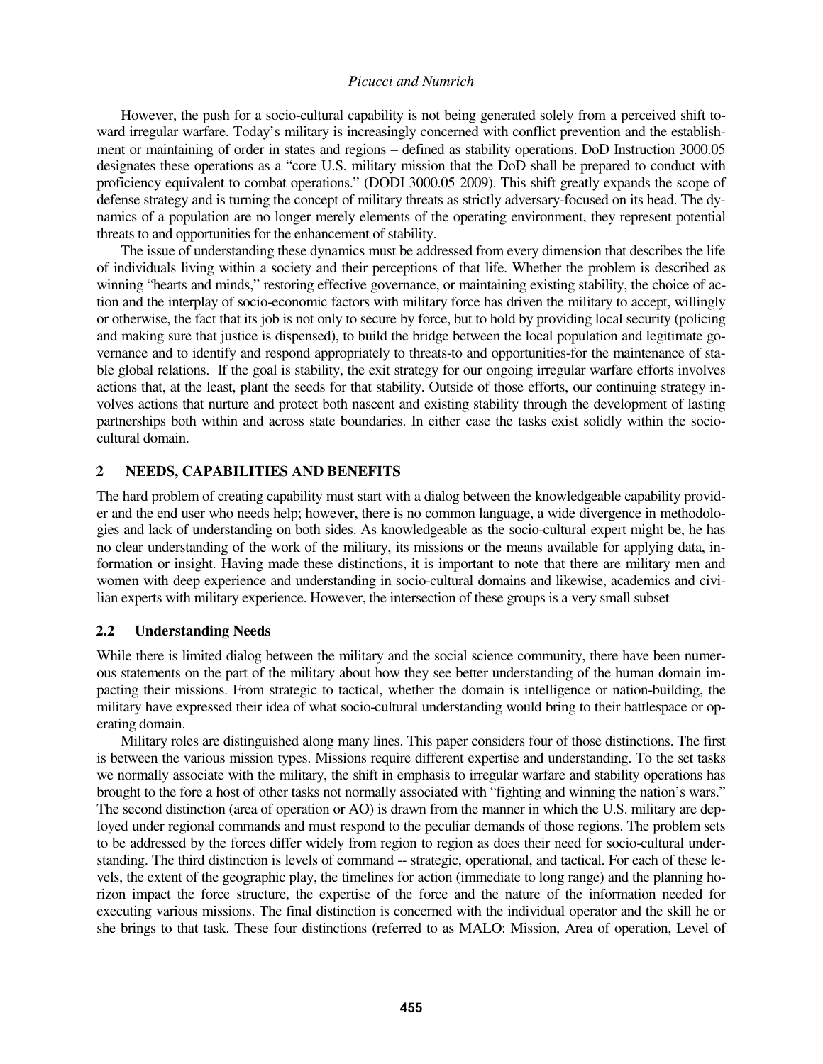However, the push for a socio-cultural capability is not being generated solely from a perceived shift toward irregular warfare. Today's military is increasingly concerned with conflict prevention and the establishment or maintaining of order in states and regions – defined as stability operations. DoD Instruction 3000.05 designates these operations as a "core U.S. military mission that the DoD shall be prepared to conduct with proficiency equivalent to combat operations." (DODI 3000.05 2009). This shift greatly expands the scope of defense strategy and is turning the concept of military threats as strictly adversary-focused on its head. The dynamics of a population are no longer merely elements of the operating environment, they represent potential threats to and opportunities for the enhancement of stability.

The issue of understanding these dynamics must be addressed from every dimension that describes the life of individuals living within a society and their perceptions of that life. Whether the problem is described as winning "hearts and minds," restoring effective governance, or maintaining existing stability, the choice of action and the interplay of socio-economic factors with military force has driven the military to accept, willingly or otherwise, the fact that its job is not only to secure by force, but to hold by providing local security (policing and making sure that justice is dispensed), to build the bridge between the local population and legitimate governance and to identify and respond appropriately to threats-to and opportunities-for the maintenance of stable global relations. If the goal is stability, the exit strategy for our ongoing irregular warfare efforts involves actions that, at the least, plant the seeds for that stability. Outside of those efforts, our continuing strategy involves actions that nurture and protect both nascent and existing stability through the development of lasting partnerships both within and across state boundaries. In either case the tasks exist solidly within the socio-cultural domain.

## 2 NEEDS, CAPABILITIES AND BENEFITS

The hard problem of creating capability must start with a dialog between the knowledgeable capability provider and the end user who needs help; however, there is no common language, a wide divergence in methodologies and lack of understanding on both sides. As knowledgeable as the socio-cultural expert might be, he has no clear understanding of the work of the military, its missions or the means available for applying data, information or insight. Having made these distinctions, it is important to note that there are military men and women with deep experience and understanding in socio-cultural domains and likewise, academics and civilian experts with military experience. However, the intersection of these groups is a very small subset

### 2.2 Understanding Needs

While there is limited dialog between the military and the social science community, there have been numerous statements on the part of the military about how they see better understanding of the human domain impacting their missions. From strategic to tactical, whether the domain is intelligence or nation-building, the military have expressed their idea of what socio-cultural understanding would bring to their battlespace or operating domain.

Military roles are distinguished along many lines. This paper considers four of those distinctions. The first is between the various mission types. Missions require different expertise and understanding. To the set tasks we normally associate with the military, the shift in emphasis to irregular warfare and stability operations has brought to the fore a host of other tasks not normally associated with "fighting and winning the nation's wars." The second distinction (area of operation or AO) is drawn from the manner in which the U.S. military are deployed under regional commands and must respond to the peculiar demands of those regions. The problem sets to be addressed by the forces differ widely from region to region as does their need for socio-cultural understanding. The third distinction is levels of command -- strategic, operational, and tactical. For each of these levels, the extent of the geographic play, the timelines for action (immediate to long range) and the planning horizon impact the force structure, the expertise of the force and the nature of the information needed for executing various missions. The final distinction is concerned with the individual operator and the skill he or she brings to that task. These four distinctions (referred to as MALO: Mission, Area of operation, Level of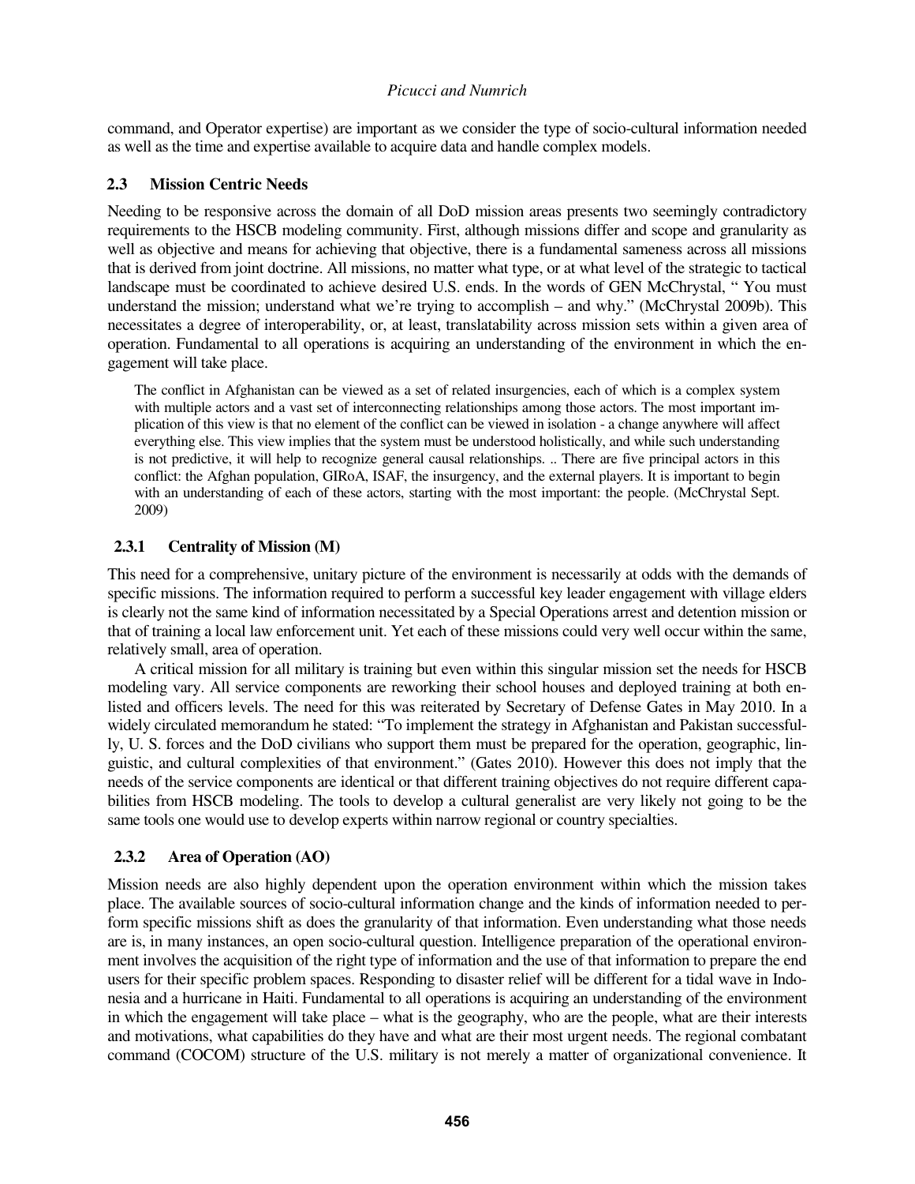command, and Operator expertise) are important as we consider the type of socio-cultural information needed as well as the time and expertise available to acquire data and handle complex models.

### 2.3 Mission Centric Needs

Needing to be responsive across the domain of all DoD mission areas presents two seemingly contradictory requirements to the HSCB modeling community. First, although missions differ and scope and granularity as well as objective and means for achieving that objective, there is a fundamental sameness across all missions that is derived from joint doctrine. All missions, no matter what type, or at what level of the strategic to tactical landscape must be coordinated to achieve desired U.S. ends. In the words of GEN McChrystal, " You must understand the mission; understand what we're trying to accomplish – and why." (McChrystal 2009b). This necessitates a degree of interoperability, or, at least, translatability across mission sets within a given area of operation. Fundamental to all operations is acquiring an understanding of the environment in which the engagement will take place.

> The conflict in Afghanistan can be viewed as a set of related insurgencies, each of which is a complex system with multiple actors and a vast set of interconnecting relationships among those actors. The most important implication of this view is that no element of the conflict can be viewed in isolation - a change anywhere will affect everything else. This view implies that the system must be understood holistically, and while such understanding is not predictive, it will help to recognize general causal relationships. .. There are five principal actors in this conflict: the Afghan population, GIRoA, ISAF, the insurgency, and the external players. It is important to begin with an understanding of each of these actors, starting with the most important: the people. (McChrystal Sept. 2009)

#### 2.3.1 Centrality of Mission (M)

This need for a comprehensive, unitary picture of the environment is necessarily at odds with the demands of specific missions. The information required to perform a successful key leader engagement with village elders is clearly not the same kind of information necessitated by a Special Operations arrest and detention mission or that of training a local law enforcement unit. Yet each of these missions could very well occur within the same, relatively small, area of operation.

A critical mission for all military is training but even within this singular mission set the needs for HSCB modeling vary. All service components are reworking their school houses and deployed training at both enlisted and officers levels. The need for this was reiterated by Secretary of Defense Gates in May 2010. In a widely circulated memorandum he stated: "To implement the strategy in Afghanistan and Pakistan successfully, U. S. forces and the DoD civilians who support them must be prepared for the operation, geographic, linguistic, and cultural complexities of that environment." (Gates 2010). However this does not imply that the needs of the service components are identical or that different training objectives do not require different capabilities from HSCB modeling. The tools to develop a cultural generalist are very likely not going to be the same tools one would use to develop experts within narrow regional or country specialties.

#### 2.3.2 Area of Operation (AO)

Mission needs are also highly dependent upon the operation environment within which the mission takes place. The available sources of socio-cultural information change and the kinds of information needed to perform specific missions shift as does the granularity of that information. Even understanding what those needs are is, in many instances, an open socio-cultural question. Intelligence preparation of the operational environment involves the acquisition of the right type of information and the use of that information to prepare the end users for their specific problem spaces. Responding to disaster relief will be different for a tidal wave in Indonesia and a hurricane in Haiti. Fundamental to all operations is acquiring an understanding of the environment in which the engagement will take place – what is the geography, who are the people, what are their interests and motivations, what capabilities do they have and what are their most urgent needs. The regional combatant command (COCOM) structure of the U.S. military is not merely a matter of organizational convenience. It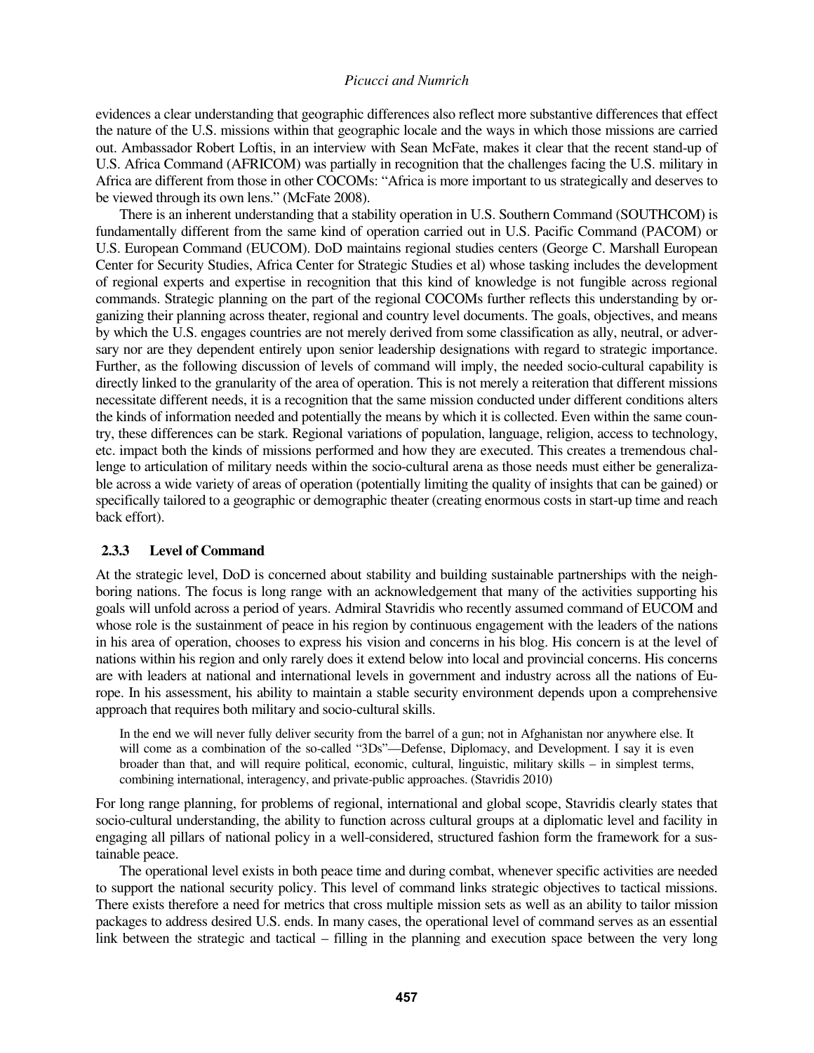evidences a clear understanding that geographic differences also reflect more substantive differences that effect the nature of the U.S. missions within that geographic locale and the ways in which those missions are carried out. Ambassador Robert Loftis, in an interview with Sean McFate, makes it clear that the recent stand-up of U.S. Africa Command (AFRICOM) was partially in recognition that the challenges facing the U.S. military in Africa are different from those in other COCOMs: "Africa is more important to us strategically and deserves to be viewed through its own lens." (McFate 2008).

There is an inherent understanding that a stability operation in U.S. Southern Command (SOUTHCOM) is fundamentally different from the same kind of operation carried out in U.S. Pacific Command (PACOM) or U.S. European Command (EUCOM). DoD maintains regional studies centers (George C. Marshall European Center for Security Studies, Africa Center for Strategic Studies et al) whose tasking includes the development of regional experts and expertise in recognition that this kind of knowledge is not fungible across regional commands. Strategic planning on the part of the regional COCOMs further reflects this understanding by organizing their planning across theater, regional and country level documents. The goals, objectives, and means by which the U.S. engages countries are not merely derived from some classification as ally, neutral, or adversary nor are they dependent entirely upon senior leadership designations with regard to strategic importance. Further, as the following discussion of levels of command will imply, the needed socio-cultural capability is directly linked to the granularity of the area of operation. This is not merely a reiteration that different missions necessitate different needs, it is a recognition that the same mission conducted under different conditions alters the kinds of information needed and potentially the means by which it is collected. Even within the same country, these differences can be stark. Regional variations of population, language, religion, access to technology, etc. impact both the kinds of missions performed and how they are executed. This creates a tremendous challenge to articulation of military needs within the socio-cultural arena as those needs must either be generalizable across a wide variety of areas of operation (potentially limiting the quality of insights that can be gained) or specifically tailored to a geographic or demographic theater (creating enormous costs in start-up time and reach back effort).

### 2.3.3 Level of Command

At the strategic level, DoD is concerned about stability and building sustainable partnerships with the neighboring nations. The focus is long range with an acknowledgement that many of the activities supporting his goals will unfold across a period of years. Admiral Stavridis who recently assumed command of EUCOM and whose role is the sustainment of peace in his region by continuous engagement with the leaders of the nations in his area of operation, chooses to express his vision and concerns in his blog. His concern is at the level of nations within his region and only rarely does it extend below into local and provincial concerns. His concerns are with leaders at national and international levels in government and industry across all the nations of Europe. In his assessment, his ability to maintain a stable security environment depends upon a comprehensive approach that requires both military and socio-cultural skills.

> In the end we will never fully deliver security from the barrel of a gun; not in Afghanistan nor anywhere else. It will come as a combination of the so-called "3Ds"—Defense, Diplomacy, and Development. I say it is even broader than that, and will require political, economic, cultural, linguistic, military skills – in simplest terms, combining international, interagency, and private-public approaches. (Stavridis 2010)

For long range planning, for problems of regional, international and global scope, Stavridis clearly states that socio-cultural understanding, the ability to function across cultural groups at a diplomatic level and facility in engaging all pillars of national policy in a well-considered, structured fashion form the framework for a sustainable peace.

The operational level exists in both peace time and during combat, whenever specific activities are needed to support the national security policy. This level of command links strategic objectives to tactical missions. There exists therefore a need for metrics that cross multiple mission sets as well as an ability to tailor mission packages to address desired U.S. ends. In many cases, the operational level of command serves as an essential link between the strategic and tactical – filling in the planning and execution space between the very long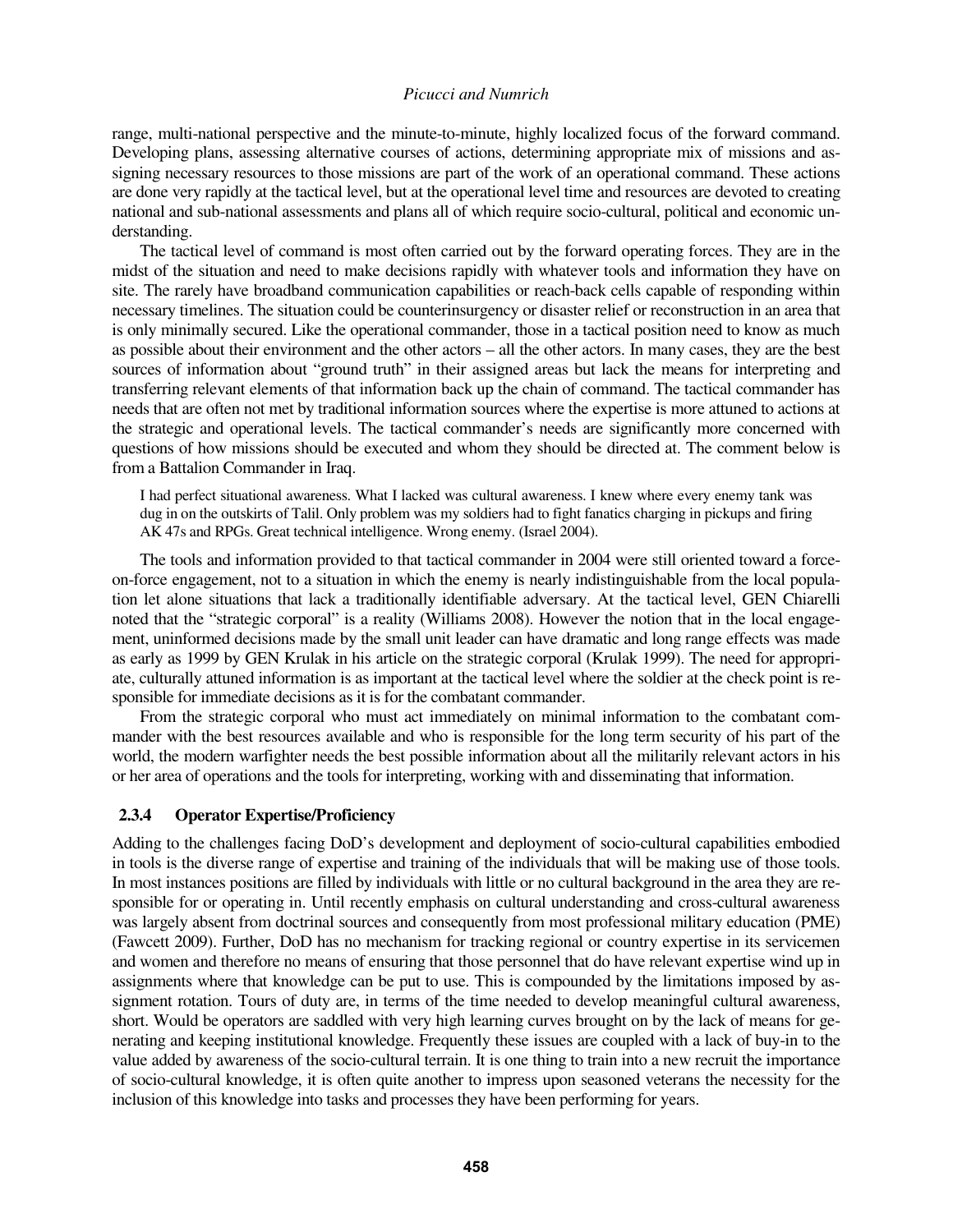range, multi-national perspective and the minute-to-minute, highly localized focus of the forward command. Developing plans, assessing alternative courses of actions, determining appropriate mix of missions and assigning necessary resources to those missions are part of the work of an operational command. These actions are done very rapidly at the tactical level, but at the operational level time and resources are devoted to creating national and sub-national assessments and plans all of which require socio-cultural, political and economic understanding.

The tactical level of command is most often carried out by the forward operating forces. They are in the midst of the situation and need to make decisions rapidly with whatever tools and information they have on site. The rarely have broadband communication capabilities or reach-back cells capable of responding within necessary timelines. The situation could be counterinsurgency or disaster relief or reconstruction in an area that is only minimally secured. Like the operational commander, those in a tactical position need to know as much as possible about their environment and the other actors – all the other actors. In many cases, they are the best sources of information about "ground truth" in their assigned areas but lack the means for interpreting and transferring relevant elements of that information back up the chain of command. The tactical commander has needs that are often not met by traditional information sources where the expertise is more attuned to actions at the strategic and operational levels. The tactical commander's needs are significantly more concerned with questions of how missions should be executed and whom they should be directed at. The comment below is from a Battalion Commander in Iraq.

> I had perfect situational awareness. What I lacked was cultural awareness. I knew where every enemy tank was dug in on the outskirts of Talil. Only problem was my soldiers had to fight fanatics charging in pickups and firing AK 47s and RPGs. Great technical intelligence. Wrong enemy. (Israel 2004).

The tools and information provided to that tactical commander in 2004 were still oriented toward a force-on-force engagement, not to a situation in which the enemy is nearly indistinguishable from the local population let alone situations that lack a traditionally identifiable adversary. At the tactical level, GEN Chiarelli noted that the "strategic corporal" is a reality (Williams 2008). However the notion that in the local engagement, uninformed decisions made by the small unit leader can have dramatic and long range effects was made as early as 1999 by GEN Krulak in his article on the strategic corporal (Krulak 1999). The need for appropriate, culturally attuned information is as important at the tactical level where the soldier at the check point is responsible for immediate decisions as it is for the combatant commander.

From the strategic corporal who must act immediately on minimal information to the combatant commander with the best resources available and who is responsible for the long term security of his part of the world, the modern warfighter needs the best possible information about all the militarily relevant actors in his or her area of operations and the tools for interpreting, working with and disseminating that information.

### 2.3.4 Operator Expertise/Proficiency

Adding to the challenges facing DoD's development and deployment of socio-cultural capabilities embodied in tools is the diverse range of expertise and training of the individuals that will be making use of those tools. In most instances positions are filled by individuals with little or no cultural background in the area they are responsible for or operating in. Until recently emphasis on cultural understanding and cross-cultural awareness was largely absent from doctrinal sources and consequently from most professional military education (PME) (Fawcett 2009). Further, DoD has no mechanism for tracking regional or country expertise in its servicemen and women and therefore no means of ensuring that those personnel that do have relevant expertise wind up in assignments where that knowledge can be put to use. This is compounded by the limitations imposed by assignment rotation. Tours of duty are, in terms of the time needed to develop meaningful cultural awareness, short. Would be operators are saddled with very high learning curves brought on by the lack of means for generating and keeping institutional knowledge. Frequently these issues are coupled with a lack of buy-in to the value added by awareness of the socio-cultural terrain. It is one thing to train into a new recruit the importance of socio-cultural knowledge, it is often quite another to impress upon seasoned veterans the necessity for the inclusion of this knowledge into tasks and processes they have been performing for years.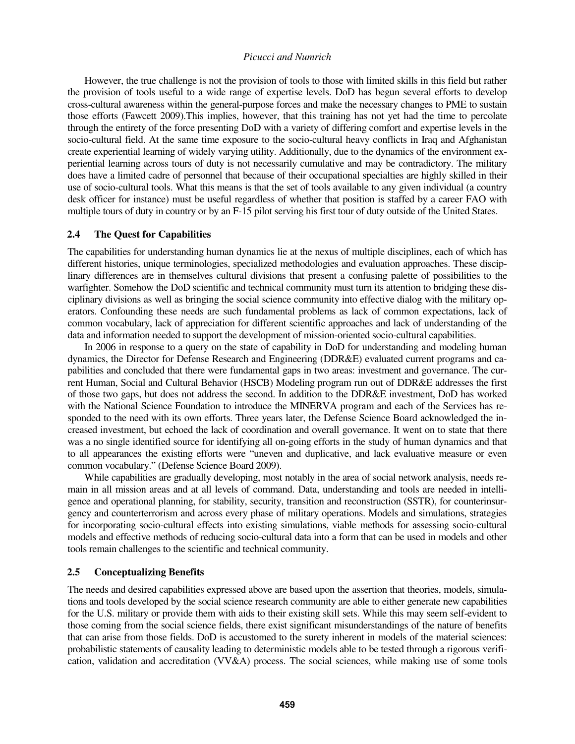However, the true challenge is not the provision of tools to those with limited skills in this field but rather the provision of tools useful to a wide range of expertise levels. DoD has begun several efforts to develop cross-cultural awareness within the general-purpose forces and make the necessary changes to PME to sustain those efforts (Fawcett 2009).This implies, however, that this training has not yet had the time to percolate through the entirety of the force presenting DoD with a variety of differing comfort and expertise levels in the socio-cultural field. At the same time exposure to the socio-cultural heavy conflicts in Iraq and Afghanistan create experiential learning of widely varying utility. Additionally, due to the dynamics of the environment experiential learning across tours of duty is not necessarily cumulative and may be contradictory. The military does have a limited cadre of personnel that because of their occupational specialties are highly skilled in their use of socio-cultural tools. What this means is that the set of tools available to any given individual (a country desk officer for instance) must be useful regardless of whether that position is staffed by a career FAO with multiple tours of duty in country or by an F-15 pilot serving his first tour of duty outside of the United States.

### 2.4 The Quest for Capabilities

The capabilities for understanding human dynamics lie at the nexus of multiple disciplines, each of which has different histories, unique terminologies, specialized methodologies and evaluation approaches. These disciplinary differences are in themselves cultural divisions that present a confusing palette of possibilities to the warfighter. Somehow the DoD scientific and technical community must turn its attention to bridging these disciplinary divisions as well as bringing the social science community into effective dialog with the military operators. Confounding these needs are such fundamental problems as lack of common expectations, lack of common vocabulary, lack of appreciation for different scientific approaches and lack of understanding of the data and information needed to support the development of mission-oriented socio-cultural capabilities.

In 2006 in response to a query on the state of capability in DoD for understanding and modeling human dynamics, the Director for Defense Research and Engineering (DDR&E) evaluated current programs and capabilities and concluded that there were fundamental gaps in two areas: investment and governance. The current Human, Social and Cultural Behavior (HSCB) Modeling program run out of DDR&E addresses the first of those two gaps, but does not address the second. In addition to the DDR&E investment, DoD has worked with the National Science Foundation to introduce the MINERVA program and each of the Services has responded to the need with its own efforts. Three years later, the Defense Science Board acknowledged the increased investment, but echoed the lack of coordination and overall governance. It went on to state that there was a no single identified source for identifying all on-going efforts in the study of human dynamics and that to all appearances the existing efforts were "uneven and duplicative, and lack evaluative measure or even common vocabulary." (Defense Science Board 2009).

While capabilities are gradually developing, most notably in the area of social network analysis, needs remain in all mission areas and at all levels of command. Data, understanding and tools are needed in intelligence and operational planning, for stability, security, transition and reconstruction (SSTR), for counterinsurgency and counterterrorism and across every phase of military operations. Models and simulations, strategies for incorporating socio-cultural effects into existing simulations, viable methods for assessing socio-cultural models and effective methods of reducing socio-cultural data into a form that can be used in models and other tools remain challenges to the scientific and technical community.

### 2.5 Conceptualizing Benefits

The needs and desired capabilities expressed above are based upon the assertion that theories, models, simulations and tools developed by the social science research community are able to either generate new capabilities for the U.S. military or provide them with aids to their existing skill sets. While this may seem self-evident to those coming from the social science fields, there exist significant misunderstandings of the nature of benefits that can arise from those fields. DoD is accustomed to the surety inherent in models of the material sciences: probabilistic statements of causality leading to deterministic models able to be tested through a rigorous verification, validation and accreditation (VV&A) process. The social sciences, while making use of some tools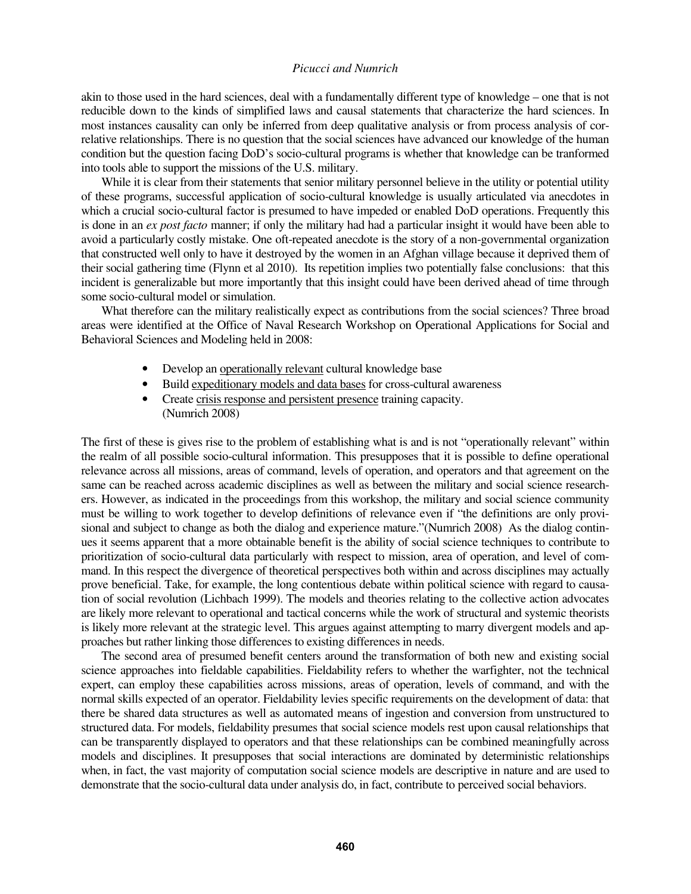akin to those used in the hard sciences, deal with a fundamentally different type of knowledge – one that is not reducible down to the kinds of simplified laws and causal statements that characterize the hard sciences. In most instances causality can only be inferred from deep qualitative analysis or from process analysis of correlative relationships. There is no question that the social sciences have advanced our knowledge of the human condition but the question facing DoD's socio-cultural programs is whether that knowledge can be tranformed into tools able to support the missions of the U.S. military.

While it is clear from their statements that senior military personnel believe in the utility or potential utility of these programs, successful application of socio-cultural knowledge is usually articulated via anecdotes in which a crucial socio-cultural factor is presumed to have impeded or enabled DoD operations. Frequently this is done in an *ex post facto* manner; if only the military had had a particular insight it would have been able to avoid a particularly costly mistake. One oft-repeated anecdote is the story of a non-governmental organization that constructed well only to have it destroyed by the women in an Afghan village because it deprived them of their social gathering time (Flynn et al 2010). Its repetition implies two potentially false conclusions: that this incident is generalizable but more importantly that this insight could have been derived ahead of time through some socio-cultural model or simulation.

What therefore can the military realistically expect as contributions from the social sciences? Three broad areas were identified at the Office of Naval Research Workshop on Operational Applications for Social and Behavioral Sciences and Modeling held in 2008:

- Develop an <u>operationally relevant</u> cultural knowledge base
- Build <u>expeditionary models and data bases</u> for cross-cultural awareness
- Create <u>crisis response and persistent presence</u> training capacity. (Numrich 2008)

The first of these is gives rise to the problem of establishing what is and is not "operationally relevant" within the realm of all possible socio-cultural information. This presupposes that it is possible to define operational relevance across all missions, areas of command, levels of operation, and operators and that agreement on the same can be reached across academic disciplines as well as between the military and social science researchers. However, as indicated in the proceedings from this workshop, the military and social science community must be willing to work together to develop definitions of relevance even if "the definitions are only provisional and subject to change as both the dialog and experience mature."(Numrich 2008) As the dialog continues it seems apparent that a more obtainable benefit is the ability of social science techniques to contribute to prioritization of socio-cultural data particularly with respect to mission, area of operation, and level of command. In this respect the divergence of theoretical perspectives both within and across disciplines may actually prove beneficial. Take, for example, the long contentious debate within political science with regard to causation of social revolution (Lichbach 1999). The models and theories relating to the collective action advocates are likely more relevant to operational and tactical concerns while the work of structural and systemic theorists is likely more relevant at the strategic level. This argues against attempting to marry divergent models and approaches but rather linking those differences to existing differences in needs.

The second area of presumed benefit centers around the transformation of both new and existing social science approaches into fieldable capabilities. Fieldability refers to whether the warfighter, not the technical expert, can employ these capabilities across missions, areas of operation, levels of command, and with the normal skills expected of an operator. Fieldability levies specific requirements on the development of data: that there be shared data structures as well as automated means of ingestion and conversion from unstructured to structured data. For models, fieldability presumes that social science models rest upon causal relationships that can be transparently displayed to operators and that these relationships can be combined meaningfully across models and disciplines. It presupposes that social interactions are dominated by deterministic relationships when, in fact, the vast majority of computation social science models are descriptive in nature and are used to demonstrate that the socio-cultural data under analysis do, in fact, contribute to perceived social behaviors.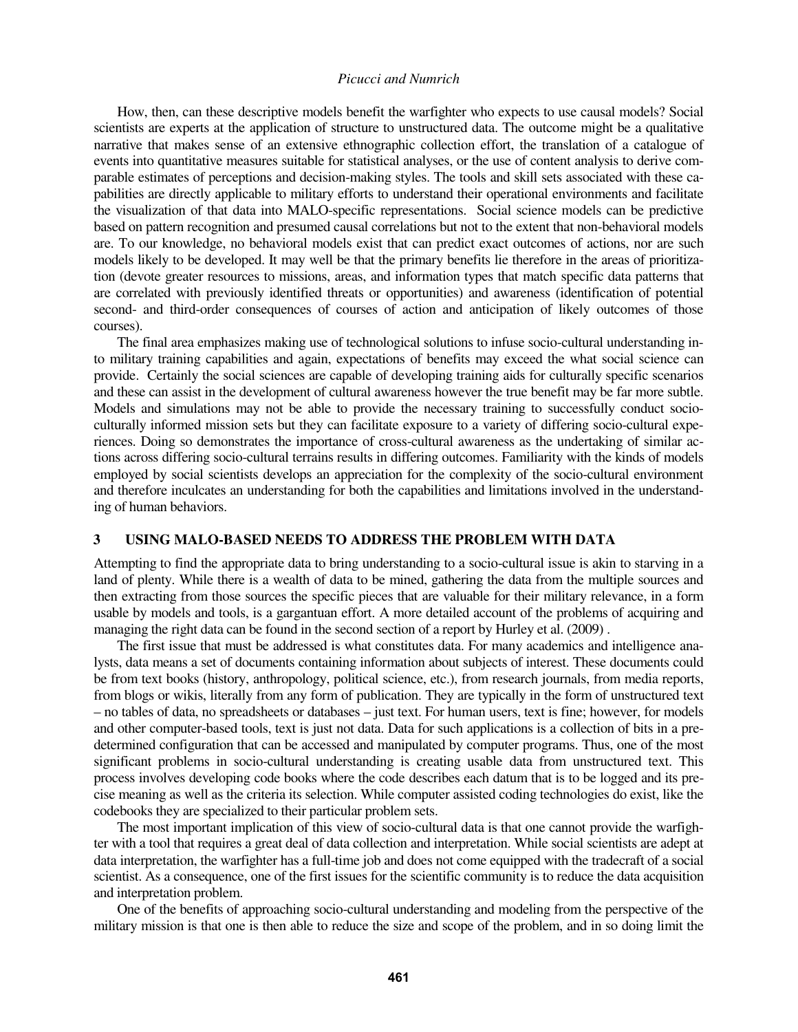How, then, can these descriptive models benefit the warfighter who expects to use causal models? Social scientists are experts at the application of structure to unstructured data. The outcome might be a qualitative narrative that makes sense of an extensive ethnographic collection effort, the translation of a catalogue of events into quantitative measures suitable for statistical analyses, or the use of content analysis to derive comparable estimates of perceptions and decision-making styles. The tools and skill sets associated with these capabilities are directly applicable to military efforts to understand their operational environments and facilitate the visualization of that data into MALO-specific representations. Social science models can be predictive based on pattern recognition and presumed causal correlations but not to the extent that non-behavioral models are. To our knowledge, no behavioral models exist that can predict exact outcomes of actions, nor are such models likely to be developed. It may well be that the primary benefits lie therefore in the areas of prioritization (devote greater resources to missions, areas, and information types that match specific data patterns that are correlated with previously identified threats or opportunities) and awareness (identification of potential second- and third-order consequences of courses of action and anticipation of likely outcomes of those courses).

The final area emphasizes making use of technological solutions to infuse socio-cultural understanding into military training capabilities and again, expectations of benefits may exceed the what social science can provide. Certainly the social sciences are capable of developing training aids for culturally specific scenarios and these can assist in the development of cultural awareness however the true benefit may be far more subtle. Models and simulations may not be able to provide the necessary training to successfully conduct socio-culturally informed mission sets but they can facilitate exposure to a variety of differing socio-cultural experiences. Doing so demonstrates the importance of cross-cultural awareness as the undertaking of similar actions across differing socio-cultural terrains results in differing outcomes. Familiarity with the kinds of models employed by social scientists develops an appreciation for the complexity of the socio-cultural environment and therefore inculcates an understanding for both the capabilities and limitations involved in the understanding of human behaviors.

## 3 USING MALO-BASED NEEDS TO ADDRESS THE PROBLEM WITH DATA

Attempting to find the appropriate data to bring understanding to a socio-cultural issue is akin to starving in a land of plenty. While there is a wealth of data to be mined, gathering the data from the multiple sources and then extracting from those sources the specific pieces that are valuable for their military relevance, in a form usable by models and tools, is a gargantuan effort. A more detailed account of the problems of acquiring and managing the right data can be found in the second section of a report by Hurley et al. (2009) .

The first issue that must be addressed is what constitutes data. For many academics and intelligence analysts, data means a set of documents containing information about subjects of interest. These documents could be from text books (history, anthropology, political science, etc.), from research journals, from media reports, from blogs or wikis, literally from any form of publication. They are typically in the form of unstructured text – no tables of data, no spreadsheets or databases – just text. For human users, text is fine; however, for models and other computer-based tools, text is just not data. Data for such applications is a collection of bits in a predetermined configuration that can be accessed and manipulated by computer programs. Thus, one of the most significant problems in socio-cultural understanding is creating usable data from unstructured text. This process involves developing code books where the code describes each datum that is to be logged and its precise meaning as well as the criteria its selection. While computer assisted coding technologies do exist, like the codebooks they are specialized to their particular problem sets.

The most important implication of this view of socio-cultural data is that one cannot provide the warfighter with a tool that requires a great deal of data collection and interpretation. While social scientists are adept at data interpretation, the warfighter has a full-time job and does not come equipped with the tradecraft of a social scientist. As a consequence, one of the first issues for the scientific community is to reduce the data acquisition and interpretation problem.

One of the benefits of approaching socio-cultural understanding and modeling from the perspective of the military mission is that one is then able to reduce the size and scope of the problem, and in so doing limit the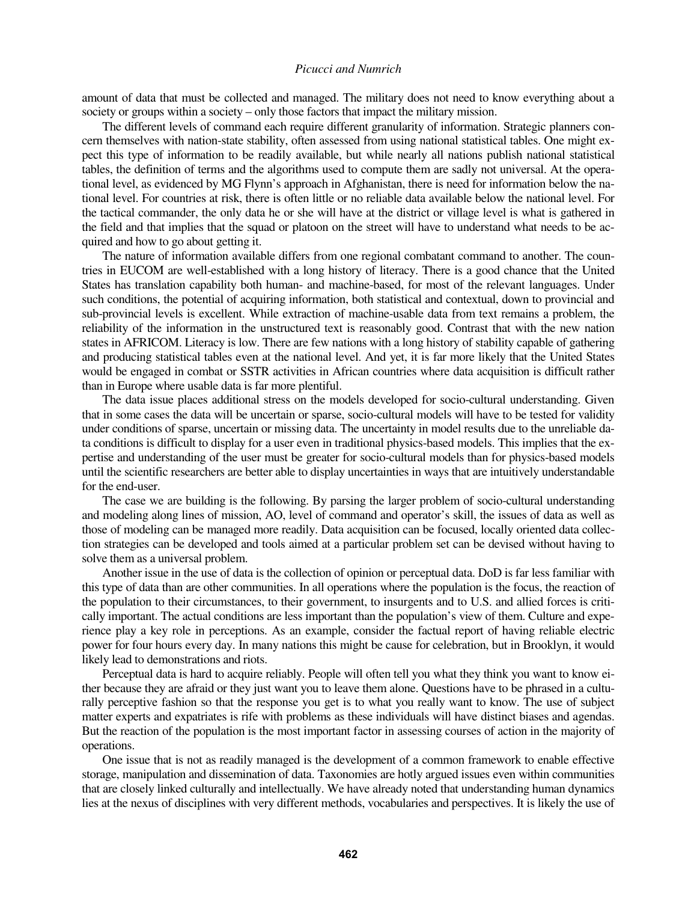amount of data that must be collected and managed. The military does not need to know everything about a society or groups within a society – only those factors that impact the military mission.

The different levels of command each require different granularity of information. Strategic planners concern themselves with nation-state stability, often assessed from using national statistical tables. One might expect this type of information to be readily available, but while nearly all nations publish national statistical tables, the definition of terms and the algorithms used to compute them are sadly not universal. At the operational level, as evidenced by MG Flynn's approach in Afghanistan, there is need for information below the national level. For countries at risk, there is often little or no reliable data available below the national level. For the tactical commander, the only data he or she will have at the district or village level is what is gathered in the field and that implies that the squad or platoon on the street will have to understand what needs to be acquired and how to go about getting it.

The nature of information available differs from one regional combatant command to another. The countries in EUCOM are well-established with a long history of literacy. There is a good chance that the United States has translation capability both human- and machine-based, for most of the relevant languages. Under such conditions, the potential of acquiring information, both statistical and contextual, down to provincial and sub-provincial levels is excellent. While extraction of machine-usable data from text remains a problem, the reliability of the information in the unstructured text is reasonably good. Contrast that with the new nation states in AFRICOM. Literacy is low. There are few nations with a long history of stability capable of gathering and producing statistical tables even at the national level. And yet, it is far more likely that the United States would be engaged in combat or SSTR activities in African countries where data acquisition is difficult rather than in Europe where usable data is far more plentiful.

The data issue places additional stress on the models developed for socio-cultural understanding. Given that in some cases the data will be uncertain or sparse, socio-cultural models will have to be tested for validity under conditions of sparse, uncertain or missing data. The uncertainty in model results due to the unreliable data conditions is difficult to display for a user even in traditional physics-based models. This implies that the expertise and understanding of the user must be greater for socio-cultural models than for physics-based models until the scientific researchers are better able to display uncertainties in ways that are intuitively understandable for the end-user.

The case we are building is the following. By parsing the larger problem of socio-cultural understanding and modeling along lines of mission, AO, level of command and operator's skill, the issues of data as well as those of modeling can be managed more readily. Data acquisition can be focused, locally oriented data collection strategies can be developed and tools aimed at a particular problem set can be devised without having to solve them as a universal problem.

Another issue in the use of data is the collection of opinion or perceptual data. DoD is far less familiar with this type of data than are other communities. In all operations where the population is the focus, the reaction of the population to their circumstances, to their government, to insurgents and to U.S. and allied forces is critically important. The actual conditions are less important than the population's view of them. Culture and experience play a key role in perceptions. As an example, consider the factual report of having reliable electric power for four hours every day. In many nations this might be cause for celebration, but in Brooklyn, it would likely lead to demonstrations and riots.

Perceptual data is hard to acquire reliably. People will often tell you what they think you want to know either because they are afraid or they just want you to leave them alone. Questions have to be phrased in a culturally perceptive fashion so that the response you get is to what you really want to know. The use of subject matter experts and expatriates is rife with problems as these individuals will have distinct biases and agendas. But the reaction of the population is the most important factor in assessing courses of action in the majority of operations.

One issue that is not as readily managed is the development of a common framework to enable effective storage, manipulation and dissemination of data. Taxonomies are hotly argued issues even within communities that are closely linked culturally and intellectually. We have already noted that understanding human dynamics lies at the nexus of disciplines with very different methods, vocabularies and perspectives. It is likely the use of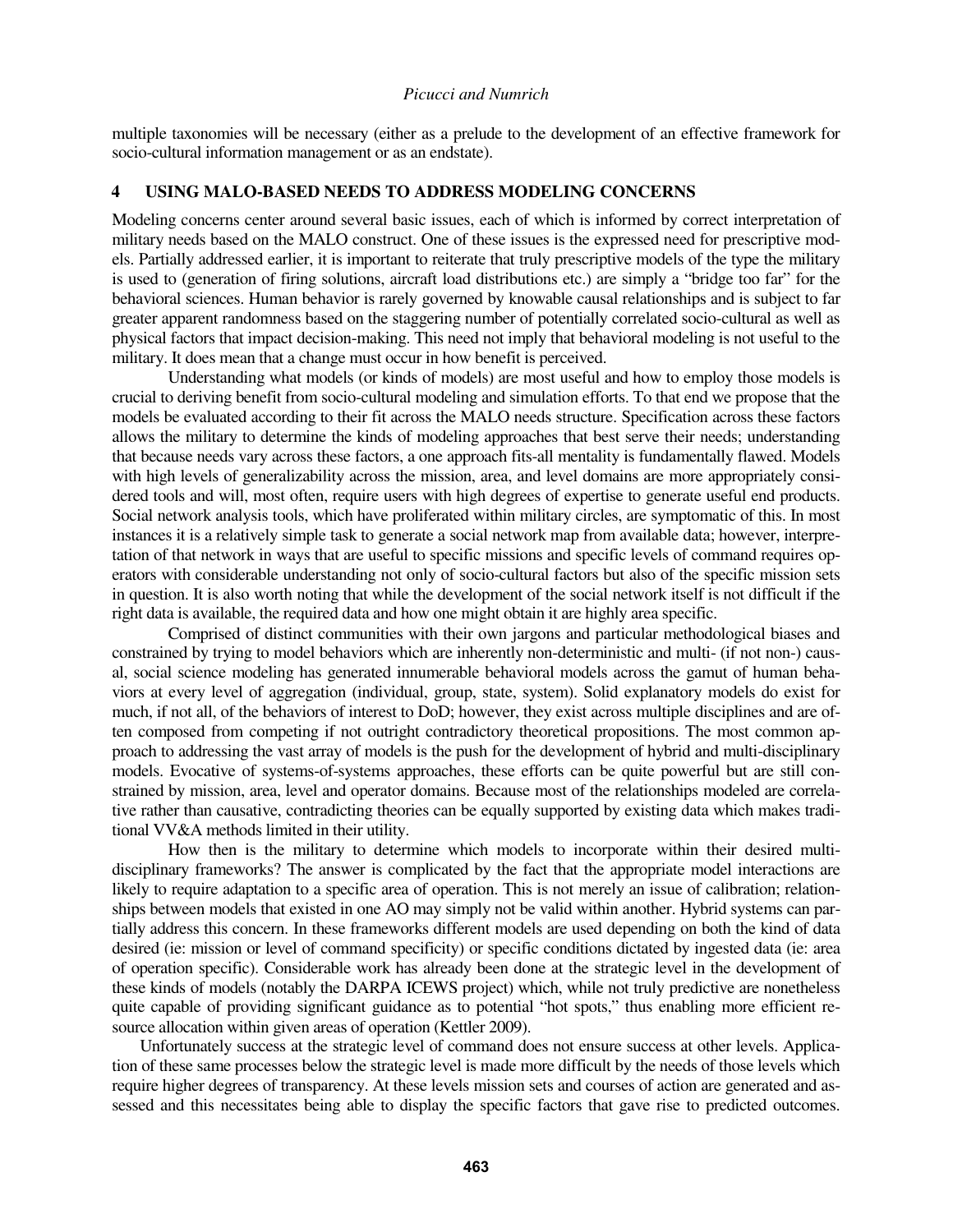multiple taxonomies will be necessary (either as a prelude to the development of an effective framework for socio-cultural information management or as an endstate).

## 4 USING MALO-BASED NEEDS TO ADDRESS MODELING CONCERNS

Modeling concerns center around several basic issues, each of which is informed by correct interpretation of military needs based on the MALO construct. One of these issues is the expressed need for prescriptive models. Partially addressed earlier, it is important to reiterate that truly prescriptive models of the type the military is used to (generation of firing solutions, aircraft load distributions etc.) are simply a "bridge too far" for the behavioral sciences. Human behavior is rarely governed by knowable causal relationships and is subject to far greater apparent randomness based on the staggering number of potentially correlated socio-cultural as well as physical factors that impact decision-making. This need not imply that behavioral modeling is not useful to the military. It does mean that a change must occur in how benefit is perceived.

Understanding what models (or kinds of models) are most useful and how to employ those models is crucial to deriving benefit from socio-cultural modeling and simulation efforts. To that end we propose that the models be evaluated according to their fit across the MALO needs structure. Specification across these factors allows the military to determine the kinds of modeling approaches that best serve their needs; understanding that because needs vary across these factors, a one approach fits-all mentality is fundamentally flawed. Models with high levels of generalizability across the mission, area, and level domains are more appropriately considered tools and will, most often, require users with high degrees of expertise to generate useful end products. Social network analysis tools, which have proliferated within military circles, are symptomatic of this. In most instances it is a relatively simple task to generate a social network map from available data; however, interpretation of that network in ways that are useful to specific missions and specific levels of command requires operators with considerable understanding not only of socio-cultural factors but also of the specific mission sets in question. It is also worth noting that while the development of the social network itself is not difficult if the right data is available, the required data and how one might obtain it are highly area specific.

Comprised of distinct communities with their own jargons and particular methodological biases and constrained by trying to model behaviors which are inherently non-deterministic and multi- (if not non-) causal, social science modeling has generated innumerable behavioral models across the gamut of human behaviors at every level of aggregation (individual, group, state, system). Solid explanatory models do exist for much, if not all, of the behaviors of interest to DoD; however, they exist across multiple disciplines and are often composed from competing if not outright contradictory theoretical propositions. The most common approach to addressing the vast array of models is the push for the development of hybrid and multi-disciplinary models. Evocative of systems-of-systems approaches, these efforts can be quite powerful but are still constrained by mission, area, level and operator domains. Because most of the relationships modeled are correlative rather than causative, contradicting theories can be equally supported by existing data which makes traditional VV&A methods limited in their utility.

How then is the military to determine which models to incorporate within their desired multi-disciplinary frameworks? The answer is complicated by the fact that the appropriate model interactions are likely to require adaptation to a specific area of operation. This is not merely an issue of calibration; relationships between models that existed in one AO may simply not be valid within another. Hybrid systems can partially address this concern. In these frameworks different models are used depending on both the kind of data desired (ie: mission or level of command specificity) or specific conditions dictated by ingested data (ie: area of operation specific). Considerable work has already been done at the strategic level in the development of these kinds of models (notably the DARPA ICEWS project) which, while not truly predictive are nonetheless quite capable of providing significant guidance as to potential "hot spots," thus enabling more efficient resource allocation within given areas of operation (Kettler 2009).

Unfortunately success at the strategic level of command does not ensure success at other levels. Application of these same processes below the strategic level is made more difficult by the needs of those levels which require higher degrees of transparency. At these levels mission sets and courses of action are generated and assessed and this necessitates being able to display the specific factors that gave rise to predicted outcomes.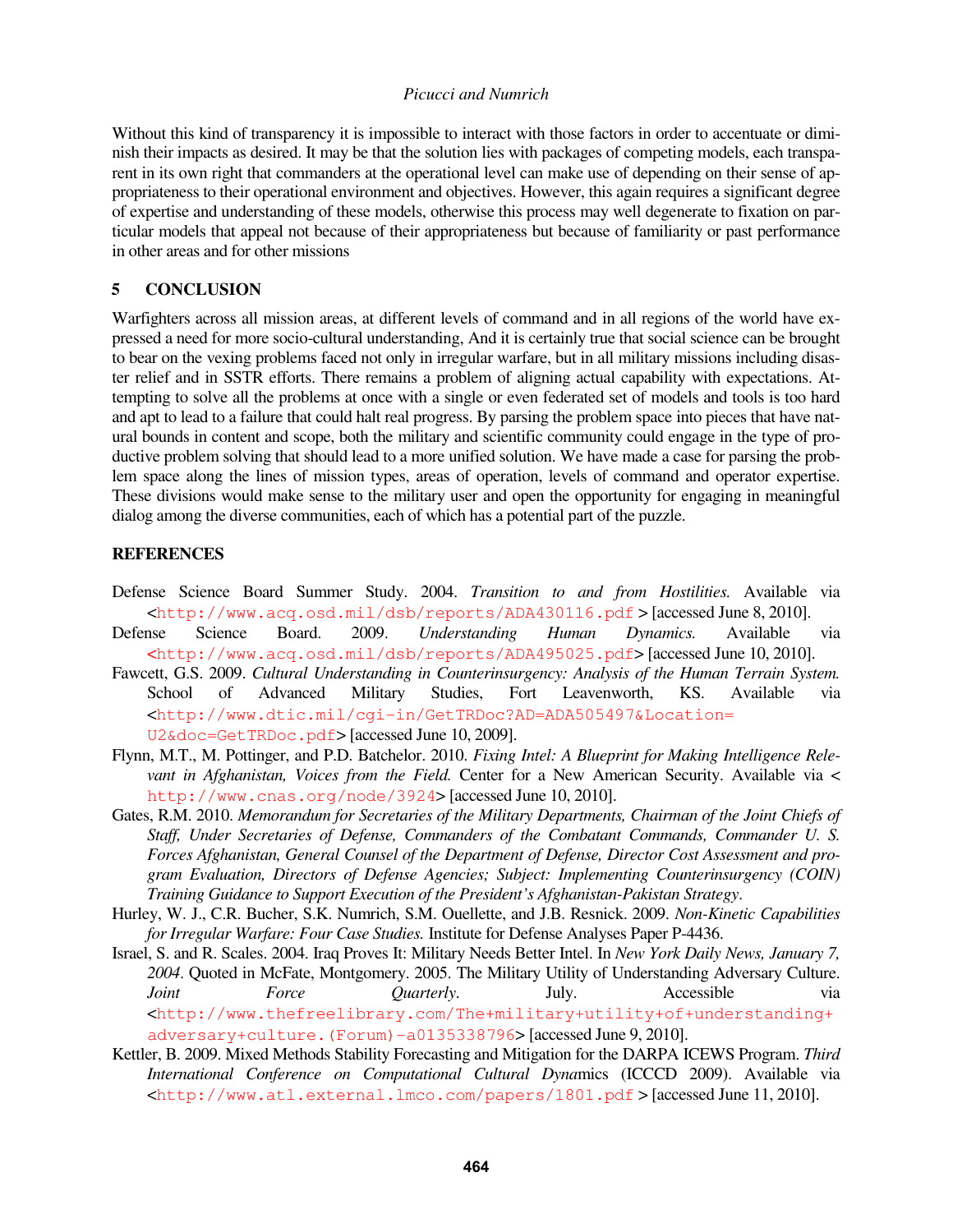Without this kind of transparency it is impossible to interact with those factors in order to accentuate or diminish their impacts as desired. It may be that the solution lies with packages of competing models, each transparent in its own right that commanders at the operational level can make use of depending on their sense of appropriateness to their operational environment and objectives. However, this again requires a significant degree of expertise and understanding of these models, otherwise this process may well degenerate to fixation on particular models that appeal not because of their appropriateness but because of familiarity or past performance in other areas and for other missions

## 5 CONCLUSION

Warfighters across all mission areas, at different levels of command and in all regions of the world have expressed a need for more socio-cultural understanding, And it is certainly true that social science can be brought to bear on the vexing problems faced not only in irregular warfare, but in all military missions including disaster relief and in SSTR efforts. There remains a problem of aligning actual capability with expectations. Attempting to solve all the problems at once with a single or even federated set of models and tools is too hard and apt to lead to a failure that could halt real progress. By parsing the problem space into pieces that have natural bounds in content and scope, both the military and scientific community could engage in the type of productive problem solving that should lead to a more unified solution. We have made a case for parsing the problem space along the lines of mission types, areas of operation, levels of command and operator expertise. These divisions would make sense to the military user and open the opportunity for engaging in meaningful dialog among the diverse communities, each of which has a potential part of the puzzle.

## REFERENCES

Defense Science Board Summer Study. 2004. *Transition to and from Hostilities.* Available via <http://www.acq.osd.mil/dsb/reports/ADA430116.pdf > [accessed June 8, 2010].

Defense Science Board. 2009. *Understanding Human Dynamics.* Available via <http://www.acq.osd.mil/dsb/reports/ADA495025.pdf> [accessed June 10, 2010].

Fawcett, G.S. 2009. *Cultural Understanding in Counterinsurgency: Analysis of the Human Terrain System.* School of Advanced Military Studies, Fort Leavenworth, KS. Available via <http://www.dtic.mil/cgi-in/GetTRDoc?AD=ADA505497&Location=U2&doc=GetTRDoc.pdf> [accessed June 10, 2009].

Flynn, M.T., M. Pottinger, and P.D. Batchelor. 2010. *Fixing Intel: A Blueprint for Making Intelligence Relevant in Afghanistan, Voices from the Field.* Center for a New American Security. Available via < http://www.cnas.org/node/3924> [accessed June 10, 2010].

Gates, R.M. 2010. *Memorandum for Secretaries of the Military Departments, Chairman of the Joint Chiefs of Staff, Under Secretaries of Defense, Commanders of the Combatant Commands, Commander U. S. Forces Afghanistan, General Counsel of the Department of Defense, Director Cost Assessment and program Evaluation, Directors of Defense Agencies; Subject: Implementing Counterinsurgency (COIN) Training Guidance to Support Execution of the President's Afghanistan-Pakistan Strategy*.

Hurley, W. J., C.R. Bucher, S.K. Numrich, S.M. Ouellette, and J.B. Resnick. 2009. *Non-Kinetic Capabilities for Irregular Warfare: Four Case Studies.* Institute for Defense Analyses Paper P-4436.

Israel, S. and R. Scales. 2004. Iraq Proves It: Military Needs Better Intel. In *New York Daily News, January 7, 2004*. Quoted in McFate, Montgomery. 2005. The Military Utility of Understanding Adversary Culture. *Joint Force Quarterly*. July. Accessible via <http://www.thefreelibrary.com/The+military+utility+of+understanding+adversary+culture.(Forum)-a0135338796> [accessed June 9, 2010].

Kettler, B. 2009. Mixed Methods Stability Forecasting and Mitigation for the DARPA ICEWS Program. *Third International Conference on Computational Cultural Dyna*mics (ICCCD 2009). Available via <http://www.atl.external.lmco.com/papers/1801.pdf > [accessed June 11, 2010].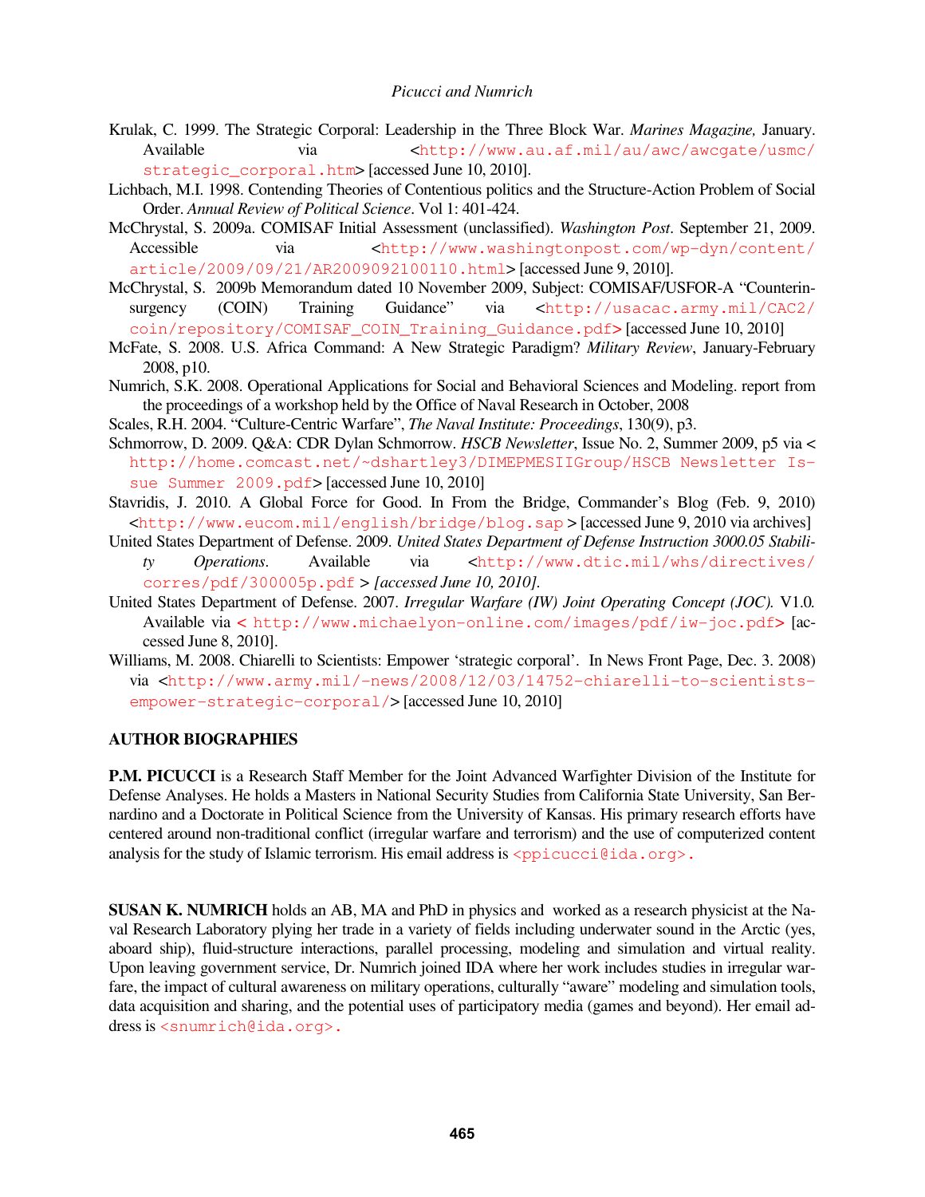Krulak, C. 1999. The Strategic Corporal: Leadership in the Three Block War. *Marines Magazine,* January. Available via <http://www.au.af.mil/au/awc/awcgate/usmc/strategic_corporal.htm> [accessed June 10, 2010].

Lichbach, M.I. 1998. Contending Theories of Contentious politics and the Structure-Action Problem of Social Order. *Annual Review of Political Science*. Vol 1: 401-424.

McChrystal, S. 2009a. COMISAF Initial Assessment (unclassified). *Washington Post*. September 21, 2009. Accessible via <http://www.washingtonpost.com/wp-dyn/content/article/2009/09/21/AR2009092100110.html> [accessed June 9, 2010].

McChrystal, S. 2009b Memorandum dated 10 November 2009, Subject: COMISAF/USFOR-A "Counterinsurgency (COIN) Training Guidance" via <http://usacac.army.mil/CAC2/coin/repository/COMISAF_COIN_Training_Guidance.pdf> [accessed June 10, 2010]

McFate, S. 2008. U.S. Africa Command: A New Strategic Paradigm? *Military Review*, January-February 2008, p10.

Numrich, S.K. 2008. Operational Applications for Social and Behavioral Sciences and Modeling. report from the proceedings of a workshop held by the Office of Naval Research in October, 2008

Scales, R.H. 2004. "Culture-Centric Warfare", *The Naval Institute: Proceedings*, 130(9), p3.

Schmorrow, D. 2009. Q&A: CDR Dylan Schmorrow. *HSCB Newsletter*, Issue No. 2, Summer 2009, p5 via < http://home.comcast.net/~dshartley3/DIMEPMESIIGroup/HSCB Newsletter Issue Summer 2009.pdf> [accessed June 10, 2010]

Stavridis, J. 2010. A Global Force for Good. In From the Bridge, Commander's Blog (Feb. 9, 2010) <http://www.eucom.mil/english/bridge/blog.sap > [accessed June 9, 2010 via archives]

United States Department of Defense. 2009. *United States Department of Defense Instruction 3000.05 Stability Operations*. Available via <http://www.dtic.mil/whs/directives/corres/pdf/300005p.pdf > *[accessed June 10, 2010].*

United States Department of Defense. 2007. *Irregular Warfare (IW) Joint Operating Concept (JOC).* V1.0. Available via < http://www.michaelyon-online.com/images/pdf/iw-joc.pdf> [accessed June 8, 2010].

Williams, M. 2008. Chiarelli to Scientists: Empower 'strategic corporal'. In News Front Page, Dec. 3. 2008) via <http://www.army.mil/-news/2008/12/03/14752-chiarelli-to-scientists-empower-strategic-corporal/> [accessed June 10, 2010]

## AUTHOR BIOGRAPHIES

**P.M. PICUCCI** is a Research Staff Member for the Joint Advanced Warfighter Division of the Institute for Defense Analyses. He holds a Masters in National Security Studies from California State University, San Bernardino and a Doctorate in Political Science from the University of Kansas. His primary research efforts have centered around non-traditional conflict (irregular warfare and terrorism) and the use of computerized content analysis for the study of Islamic terrorism. His email address is <ppicucci@ida.org>.

**SUSAN K. NUMRICH** holds an AB, MA and PhD in physics and worked as a research physicist at the Naval Research Laboratory plying her trade in a variety of fields including underwater sound in the Arctic (yes, aboard ship), fluid-structure interactions, parallel processing, modeling and simulation and virtual reality. Upon leaving government service, Dr. Numrich joined IDA where her work includes studies in irregular warfare, the impact of cultural awareness on military operations, culturally "aware" modeling and simulation tools, data acquisition and sharing, and the potential uses of participatory media (games and beyond). Her email address is <snumrich@ida.org>.